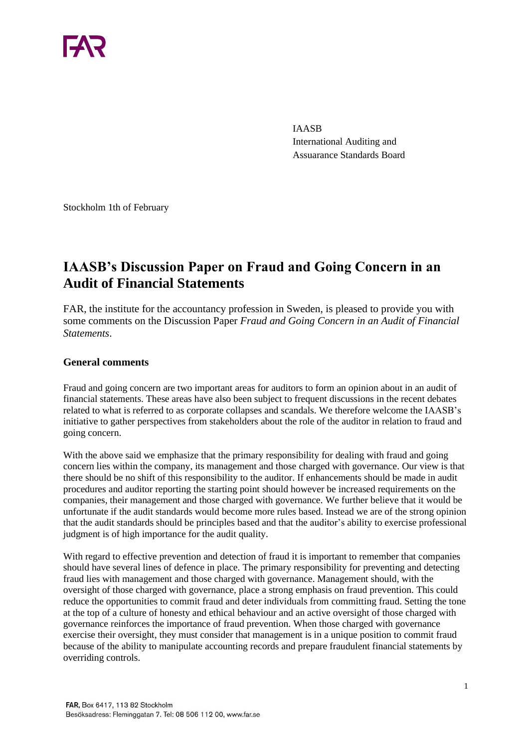IAASB
International Auditing and
Assuarance Standards Board

Stockholm 1th of February

# IAASB's Discussion Paper on Fraud and Going Concern in an Audit of Financial Statements

FAR, the institute for the accountancy profession in Sweden, is pleased to provide you with some comments on the Discussion Paper *Fraud and Going Concern in an Audit of Financial Statements*.

### General comments

Fraud and going concern are two important areas for auditors to form an opinion about in an audit of financial statements. These areas have also been subject to frequent discussions in the recent debates related to what is referred to as corporate collapses and scandals. We therefore welcome the IAASB's initiative to gather perspectives from stakeholders about the role of the auditor in relation to fraud and going concern.

With the above said we emphasize that the primary responsibility for dealing with fraud and going concern lies within the company, its management and those charged with governance. Our view is that there should be no shift of this responsibility to the auditor. If enhancements should be made in audit procedures and auditor reporting the starting point should however be increased requirements on the companies, their management and those charged with governance. We further believe that it would be unfortunate if the audit standards would become more rules based. Instead we are of the strong opinion that the audit standards should be principles based and that the auditor's ability to exercise professional judgment is of high importance for the audit quality.

With regard to effective prevention and detection of fraud it is important to remember that companies should have several lines of defence in place. The primary responsibility for preventing and detecting fraud lies with management and those charged with governance. Management should, with the oversight of those charged with governance, place a strong emphasis on fraud prevention. This could reduce the opportunities to commit fraud and deter individuals from committing fraud. Setting the tone at the top of a culture of honesty and ethical behaviour and an active oversight of those charged with governance reinforces the importance of fraud prevention. When those charged with governance exercise their oversight, they must consider that management is in a unique position to commit fraud because of the ability to manipulate accounting records and prepare fraudulent financial statements by overriding controls.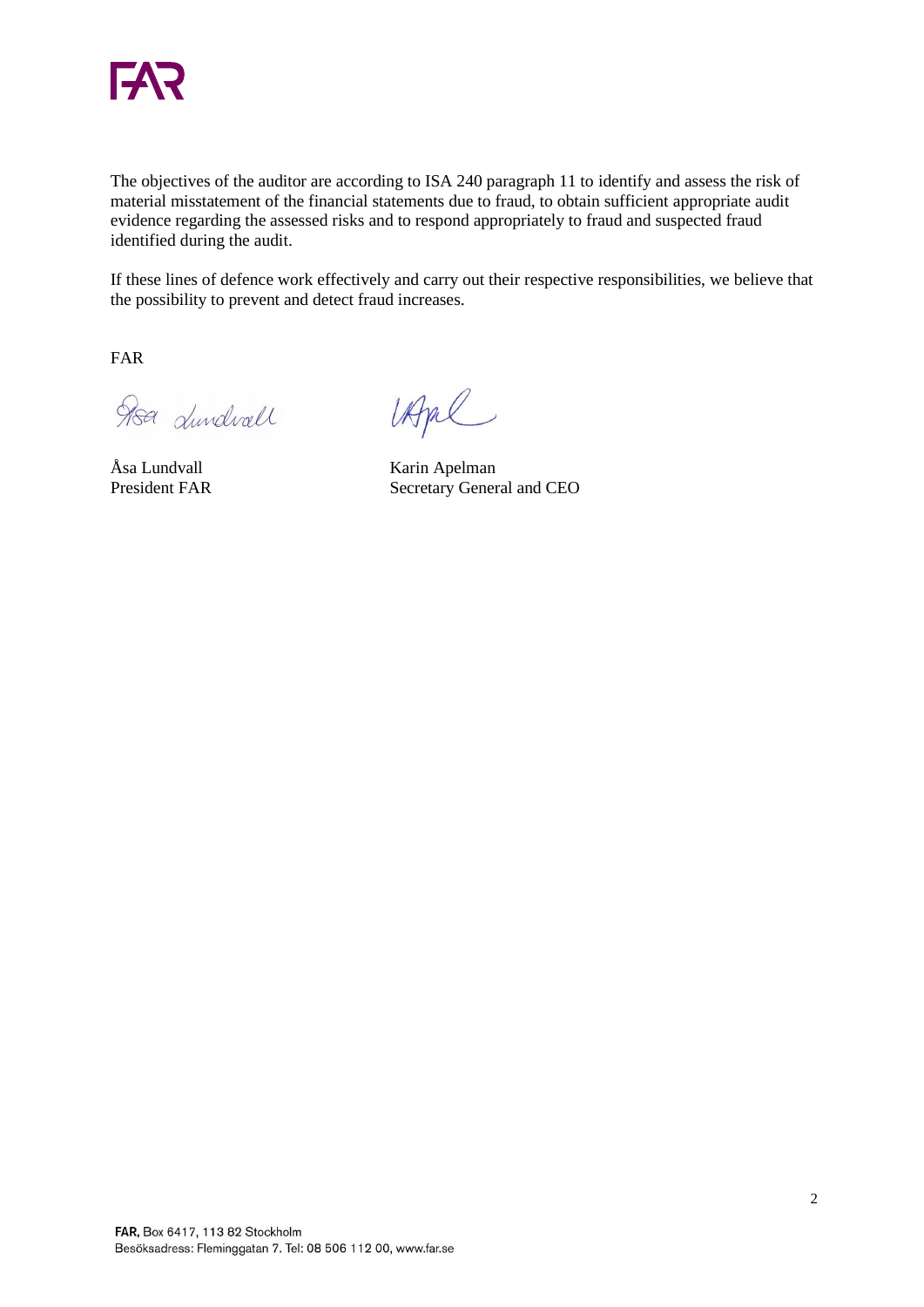The objectives of the auditor are according to ISA 240 paragraph 11 to identify and assess the risk of material misstatement of the financial statements due to fraud, to obtain sufficient appropriate audit evidence regarding the assessed risks and to respond appropriately to fraud and suspected fraud identified during the audit.

If these lines of defence work effectively and carry out their respective responsibilities, we believe that the possibility to prevent and detect fraud increases.

FAR

Åsa Lundvall
President FAR

Karin Apelman
Secretary General and CEO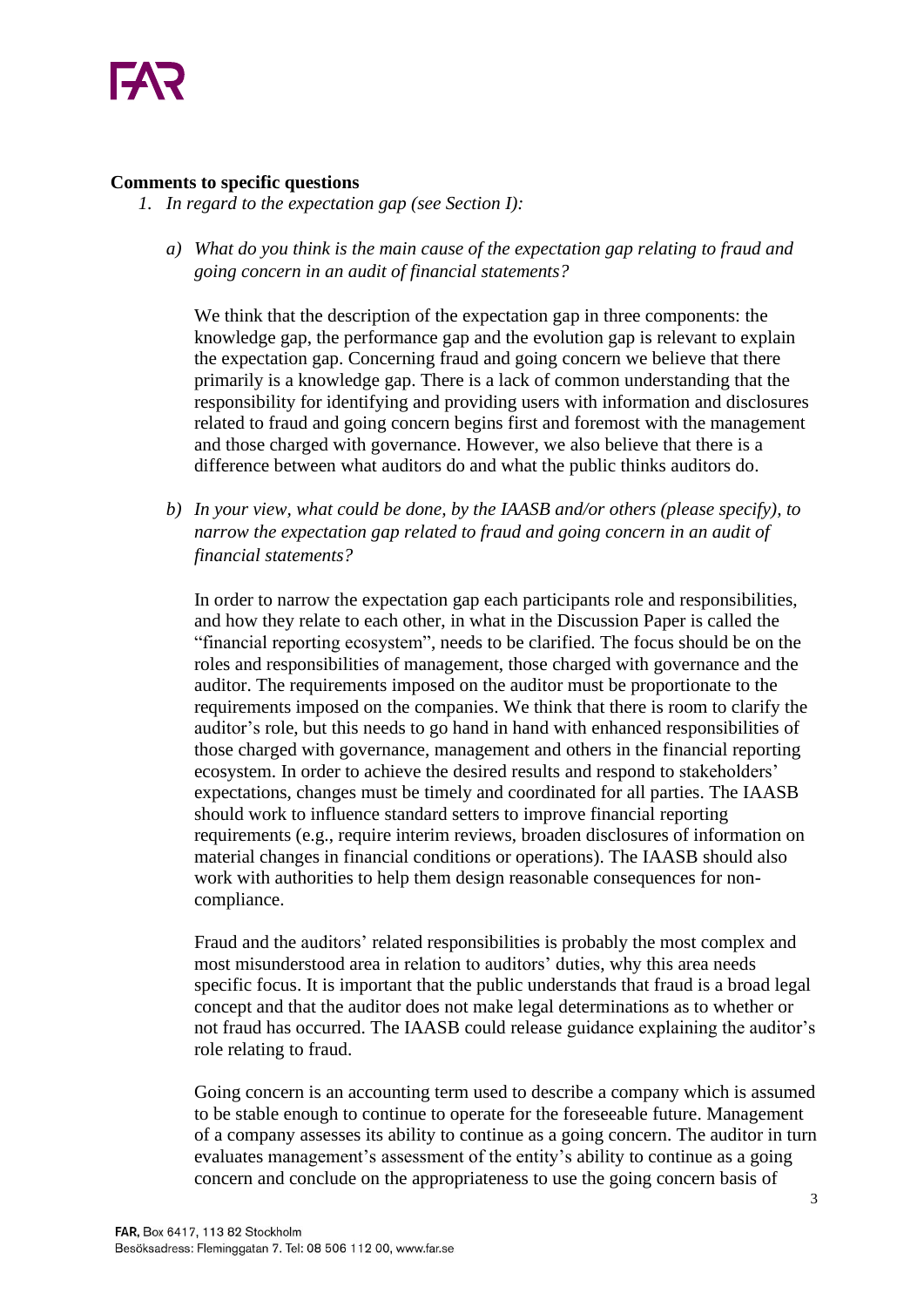**Comments to specific questions**

1. *In regard to the expectation gap (see Section I):*

   a) *What do you think is the main cause of the expectation gap relating to fraud and going concern in an audit of financial statements?*

   We think that the description of the expectation gap in three components: the knowledge gap, the performance gap and the evolution gap is relevant to explain the expectation gap. Concerning fraud and going concern we believe that there primarily is a knowledge gap. There is a lack of common understanding that the responsibility for identifying and providing users with information and disclosures related to fraud and going concern begins first and foremost with the management and those charged with governance. However, we also believe that there is a difference between what auditors do and what the public thinks auditors do.

   b) *In your view, what could be done, by the IAASB and/or others (please specify), to narrow the expectation gap related to fraud and going concern in an audit of financial statements?*

   In order to narrow the expectation gap each participants role and responsibilities, and how they relate to each other, in what in the Discussion Paper is called the "financial reporting ecosystem", needs to be clarified. The focus should be on the roles and responsibilities of management, those charged with governance and the auditor. The requirements imposed on the auditor must be proportionate to the requirements imposed on the companies. We think that there is room to clarify the auditor's role, but this needs to go hand in hand with enhanced responsibilities of those charged with governance, management and others in the financial reporting ecosystem. In order to achieve the desired results and respond to stakeholders' expectations, changes must be timely and coordinated for all parties. The IAASB should work to influence standard setters to improve financial reporting requirements (e.g., require interim reviews, broaden disclosures of information on material changes in financial conditions or operations). The IAASB should also work with authorities to help them design reasonable consequences for non-compliance.

   Fraud and the auditors' related responsibilities is probably the most complex and most misunderstood area in relation to auditors' duties, why this area needs specific focus. It is important that the public understands that fraud is a broad legal concept and that the auditor does not make legal determinations as to whether or not fraud has occurred. The IAASB could release guidance explaining the auditor's role relating to fraud.

   Going concern is an accounting term used to describe a company which is assumed to be stable enough to continue to operate for the foreseeable future. Management of a company assesses its ability to continue as a going concern. The auditor in turn evaluates management's assessment of the entity's ability to continue as a going concern and conclude on the appropriateness to use the going concern basis of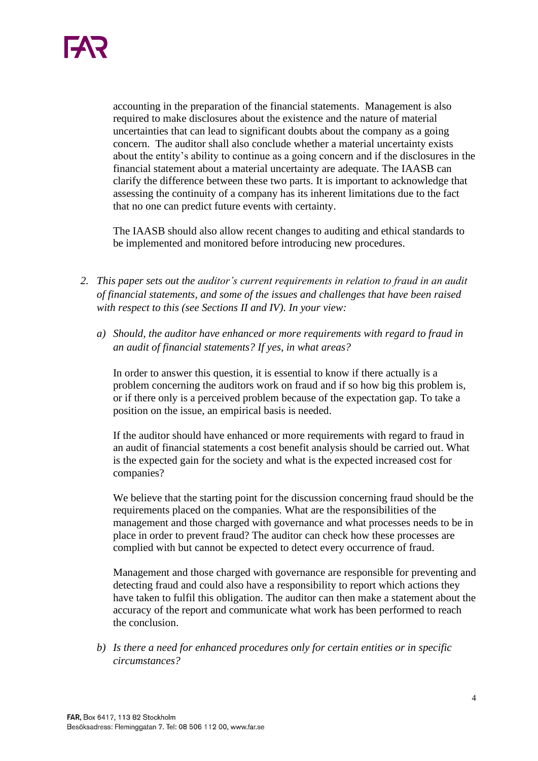accounting in the preparation of the financial statements. Management is also required to make disclosures about the existence and the nature of material uncertainties that can lead to significant doubts about the company as a going concern. The auditor shall also conclude whether a material uncertainty exists about the entity's ability to continue as a going concern and if the disclosures in the financial statement about a material uncertainty are adequate. The IAASB can clarify the difference between these two parts. It is important to acknowledge that assessing the continuity of a company has its inherent limitations due to the fact that no one can predict future events with certainty.

The IAASB should also allow recent changes to auditing and ethical standards to be implemented and monitored before introducing new procedures.

2. *This paper sets out the auditor's current requirements in relation to fraud in an audit of financial statements, and some of the issues and challenges that have been raised with respect to this (see Sections II and IV). In your view:*

   a) *Should, the auditor have enhanced or more requirements with regard to fraud in an audit of financial statements? If yes, in what areas?*

   In order to answer this question, it is essential to know if there actually is a problem concerning the auditors work on fraud and if so how big this problem is, or if there only is a perceived problem because of the expectation gap. To take a position on the issue, an empirical basis is needed.

   If the auditor should have enhanced or more requirements with regard to fraud in an audit of financial statements a cost benefit analysis should be carried out. What is the expected gain for the society and what is the expected increased cost for companies?

   We believe that the starting point for the discussion concerning fraud should be the requirements placed on the companies. What are the responsibilities of the management and those charged with governance and what processes needs to be in place in order to prevent fraud? The auditor can check how these processes are complied with but cannot be expected to detect every occurrence of fraud.

   Management and those charged with governance are responsible for preventing and detecting fraud and could also have a responsibility to report which actions they have taken to fulfil this obligation. The auditor can then make a statement about the accuracy of the report and communicate what work has been performed to reach the conclusion.

   b) *Is there a need for enhanced procedures only for certain entities or in specific circumstances?*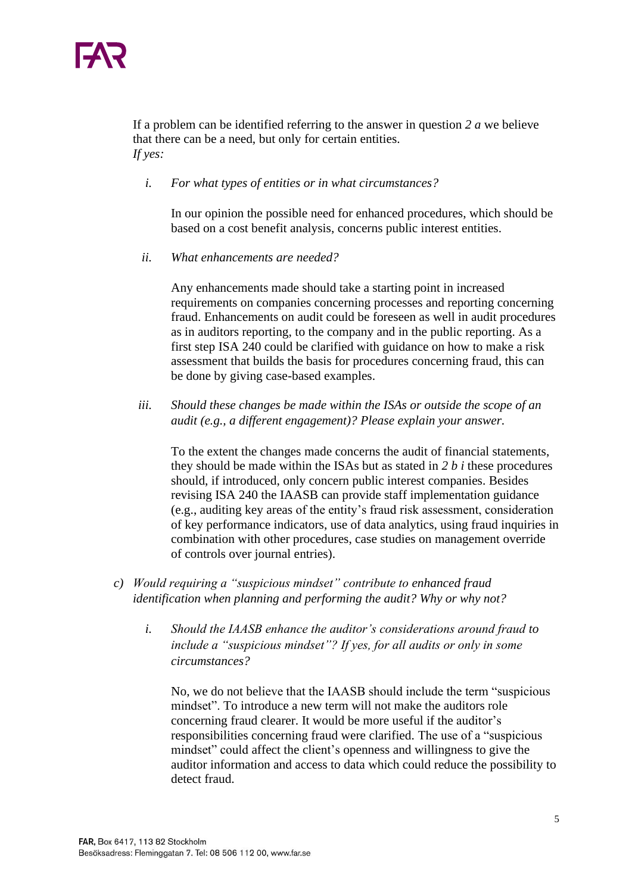If a problem can be identified referring to the answer in question *2 a* we believe that there can be a need, but only for certain entities.
*If yes:*

i. *For what types of entities or in what circumstances?*

   In our opinion the possible need for enhanced procedures, which should be based on a cost benefit analysis, concerns public interest entities.

ii. *What enhancements are needed?*

   Any enhancements made should take a starting point in increased requirements on companies concerning processes and reporting concerning fraud. Enhancements on audit could be foreseen as well in audit procedures as in auditors reporting, to the company and in the public reporting. As a first step ISA 240 could be clarified with guidance on how to make a risk assessment that builds the basis for procedures concerning fraud, this can be done by giving case-based examples.

iii. *Should these changes be made within the ISAs or outside the scope of an audit (e.g., a different engagement)? Please explain your answer.*

   To the extent the changes made concerns the audit of financial statements, they should be made within the ISAs but as stated in *2 b i* these procedures should, if introduced, only concern public interest companies. Besides revising ISA 240 the IAASB can provide staff implementation guidance (e.g., auditing key areas of the entity's fraud risk assessment, consideration of key performance indicators, use of data analytics, using fraud inquiries in combination with other procedures, case studies on management override of controls over journal entries).

c) *Would requiring a "suspicious mindset" contribute to enhanced fraud identification when planning and performing the audit? Why or why not?*

   i. *Should the IAASB enhance the auditor's considerations around fraud to include a "suspicious mindset"? If yes, for all audits or only in some circumstances?*

      No, we do not believe that the IAASB should include the term "suspicious mindset". To introduce a new term will not make the auditors role concerning fraud clearer. It would be more useful if the auditor's responsibilities concerning fraud were clarified. The use of a "suspicious mindset" could affect the client's openness and willingness to give the auditor information and access to data which could reduce the possibility to detect fraud.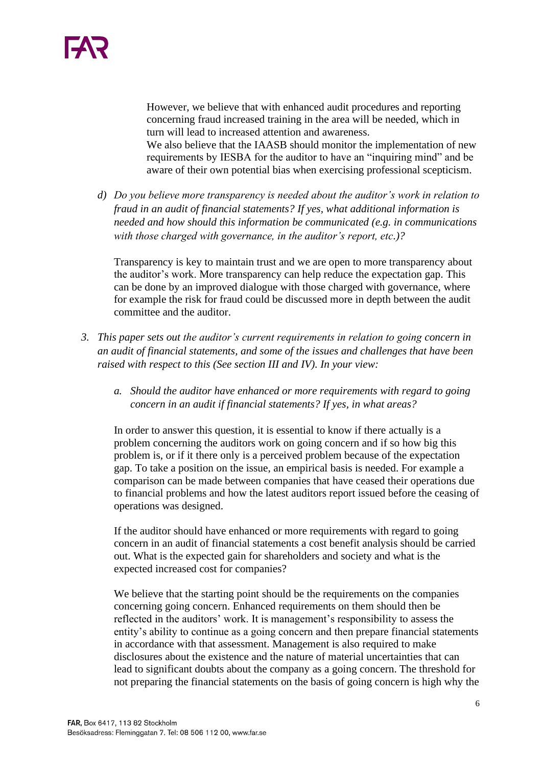However, we believe that with enhanced audit procedures and reporting concerning fraud increased training in the area will be needed, which in turn will lead to increased attention and awareness.
We also believe that the IAASB should monitor the implementation of new requirements by IESBA for the auditor to have an "inquiring mind" and be aware of their own potential bias when exercising professional scepticism.

d) *Do you believe more transparency is needed about the auditor's work in relation to fraud in an audit of financial statements? If yes, what additional information is needed and how should this information be communicated (e.g. in communications with those charged with governance, in the auditor's report, etc.)?*

Transparency is key to maintain trust and we are open to more transparency about the auditor's work. More transparency can help reduce the expectation gap. This can be done by an improved dialogue with those charged with governance, where for example the risk for fraud could be discussed more in depth between the audit committee and the auditor.

3. *This paper sets out the auditor's current requirements in relation to going concern in an audit of financial statements, and some of the issues and challenges that have been raised with respect to this (See section III and IV). In your view:*

    a. *Should the auditor have enhanced or more requirements with regard to going concern in an audit if financial statements? If yes, in what areas?*

In order to answer this question, it is essential to know if there actually is a problem concerning the auditors work on going concern and if so how big this problem is, or if it there only is a perceived problem because of the expectation gap. To take a position on the issue, an empirical basis is needed. For example a comparison can be made between companies that have ceased their operations due to financial problems and how the latest auditors report issued before the ceasing of operations was designed.

If the auditor should have enhanced or more requirements with regard to going concern in an audit of financial statements a cost benefit analysis should be carried out. What is the expected gain for shareholders and society and what is the expected increased cost for companies?

We believe that the starting point should be the requirements on the companies concerning going concern. Enhanced requirements on them should then be reflected in the auditors' work. It is management's responsibility to assess the entity's ability to continue as a going concern and then prepare financial statements in accordance with that assessment. Management is also required to make disclosures about the existence and the nature of material uncertainties that can lead to significant doubts about the company as a going concern. The threshold for not preparing the financial statements on the basis of going concern is high why the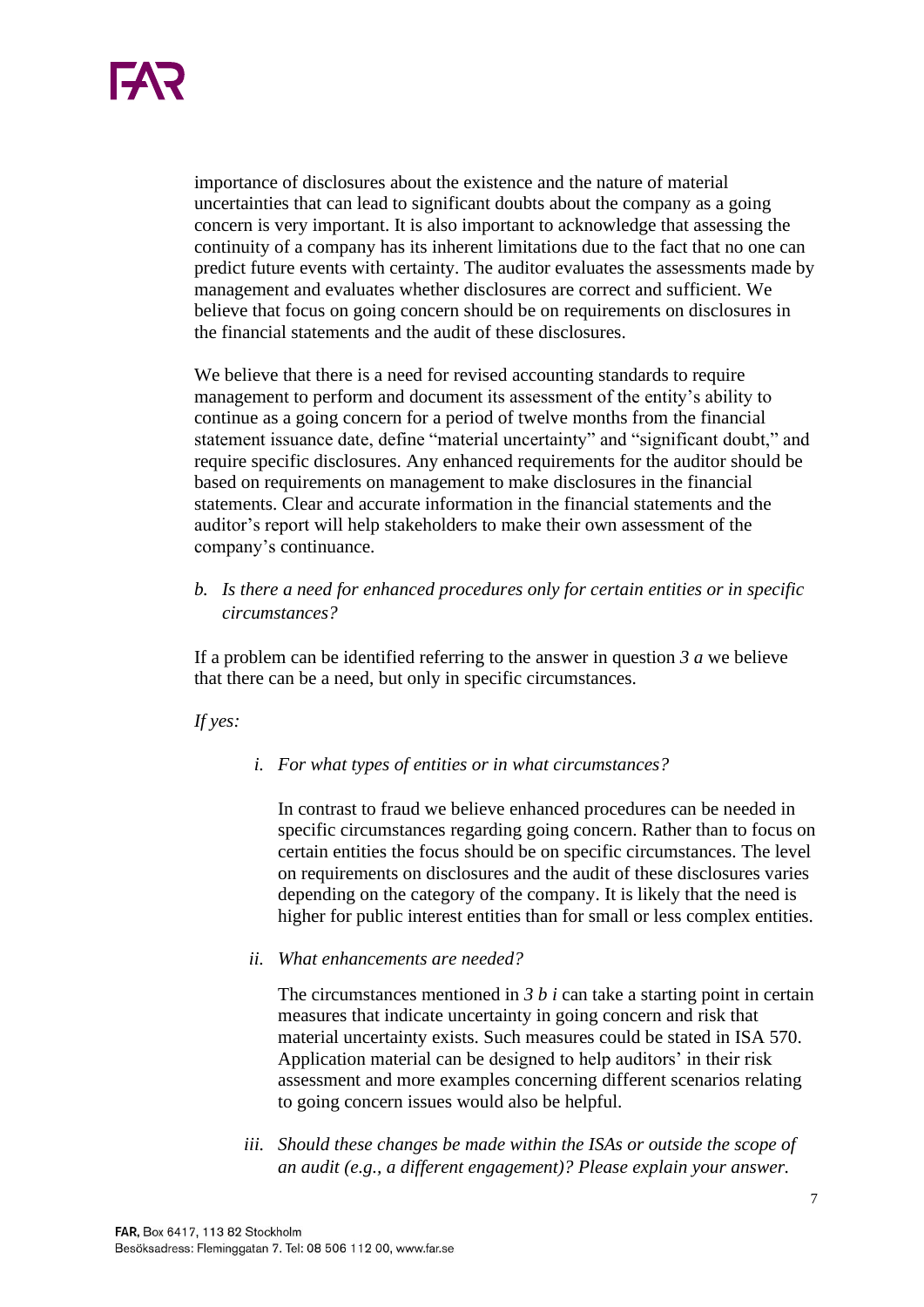importance of disclosures about the existence and the nature of material uncertainties that can lead to significant doubts about the company as a going concern is very important. It is also important to acknowledge that assessing the continuity of a company has its inherent limitations due to the fact that no one can predict future events with certainty. The auditor evaluates the assessments made by management and evaluates whether disclosures are correct and sufficient. We believe that focus on going concern should be on requirements on disclosures in the financial statements and the audit of these disclosures.

We believe that there is a need for revised accounting standards to require management to perform and document its assessment of the entity's ability to continue as a going concern for a period of twelve months from the financial statement issuance date, define "material uncertainty" and "significant doubt," and require specific disclosures. Any enhanced requirements for the auditor should be based on requirements on management to make disclosures in the financial statements. Clear and accurate information in the financial statements and the auditor's report will help stakeholders to make their own assessment of the company's continuance.

b. *Is there a need for enhanced procedures only for certain entities or in specific circumstances?*

If a problem can be identified referring to the answer in question *3 a* we believe that there can be a need, but only in specific circumstances.

*If yes:*

i. *For what types of entities or in what circumstances?*

In contrast to fraud we believe enhanced procedures can be needed in specific circumstances regarding going concern. Rather than to focus on certain entities the focus should be on specific circumstances. The level on requirements on disclosures and the audit of these disclosures varies depending on the category of the company. It is likely that the need is higher for public interest entities than for small or less complex entities.

ii. *What enhancements are needed?*

The circumstances mentioned in *3 b i* can take a starting point in certain measures that indicate uncertainty in going concern and risk that material uncertainty exists. Such measures could be stated in ISA 570. Application material can be designed to help auditors' in their risk assessment and more examples concerning different scenarios relating to going concern issues would also be helpful.

iii. *Should these changes be made within the ISAs or outside the scope of an audit (e.g., a different engagement)? Please explain your answer.*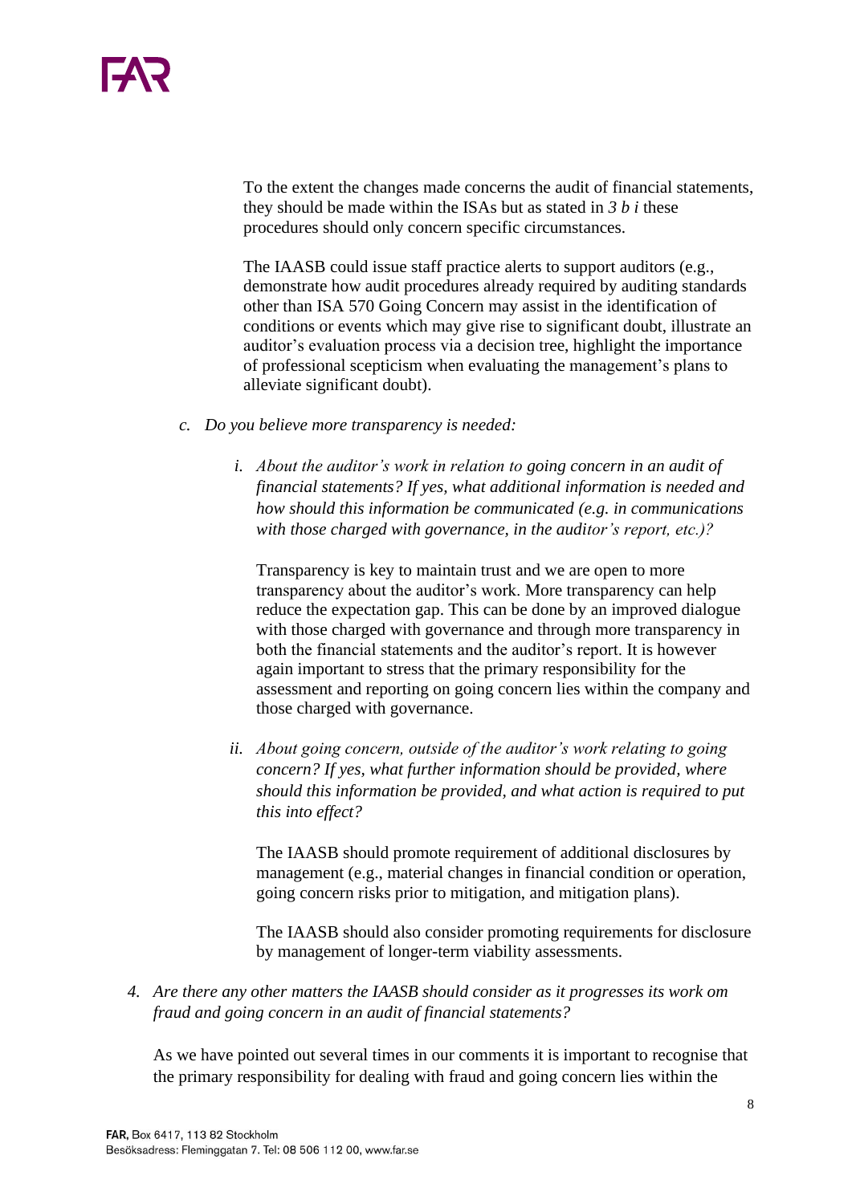To the extent the changes made concerns the audit of financial statements, they should be made within the ISAs but as stated in *3 b i* these procedures should only concern specific circumstances.

The IAASB could issue staff practice alerts to support auditors (e.g., demonstrate how audit procedures already required by auditing standards other than ISA 570 Going Concern may assist in the identification of conditions or events which may give rise to significant doubt, illustrate an auditor's evaluation process via a decision tree, highlight the importance of professional scepticism when evaluating the management's plans to alleviate significant doubt).

c. *Do you believe more transparency is needed:*

   i. *About the auditor's work in relation to going concern in an audit of financial statements? If yes, what additional information is needed and how should this information be communicated (e.g. in communications with those charged with governance, in the auditor's report, etc.)?*

      Transparency is key to maintain trust and we are open to more transparency about the auditor's work. More transparency can help reduce the expectation gap. This can be done by an improved dialogue with those charged with governance and through more transparency in both the financial statements and the auditor's report. It is however again important to stress that the primary responsibility for the assessment and reporting on going concern lies within the company and those charged with governance.

   ii. *About going concern, outside of the auditor's work relating to going concern? If yes, what further information should be provided, where should this information be provided, and what action is required to put this into effect?*

      The IAASB should promote requirement of additional disclosures by management (e.g., material changes in financial condition or operation, going concern risks prior to mitigation, and mitigation plans).

      The IAASB should also consider promoting requirements for disclosure by management of longer-term viability assessments.

4. *Are there any other matters the IAASB should consider as it progresses its work om fraud and going concern in an audit of financial statements?*

   As we have pointed out several times in our comments it is important to recognise that the primary responsibility for dealing with fraud and going concern lies within the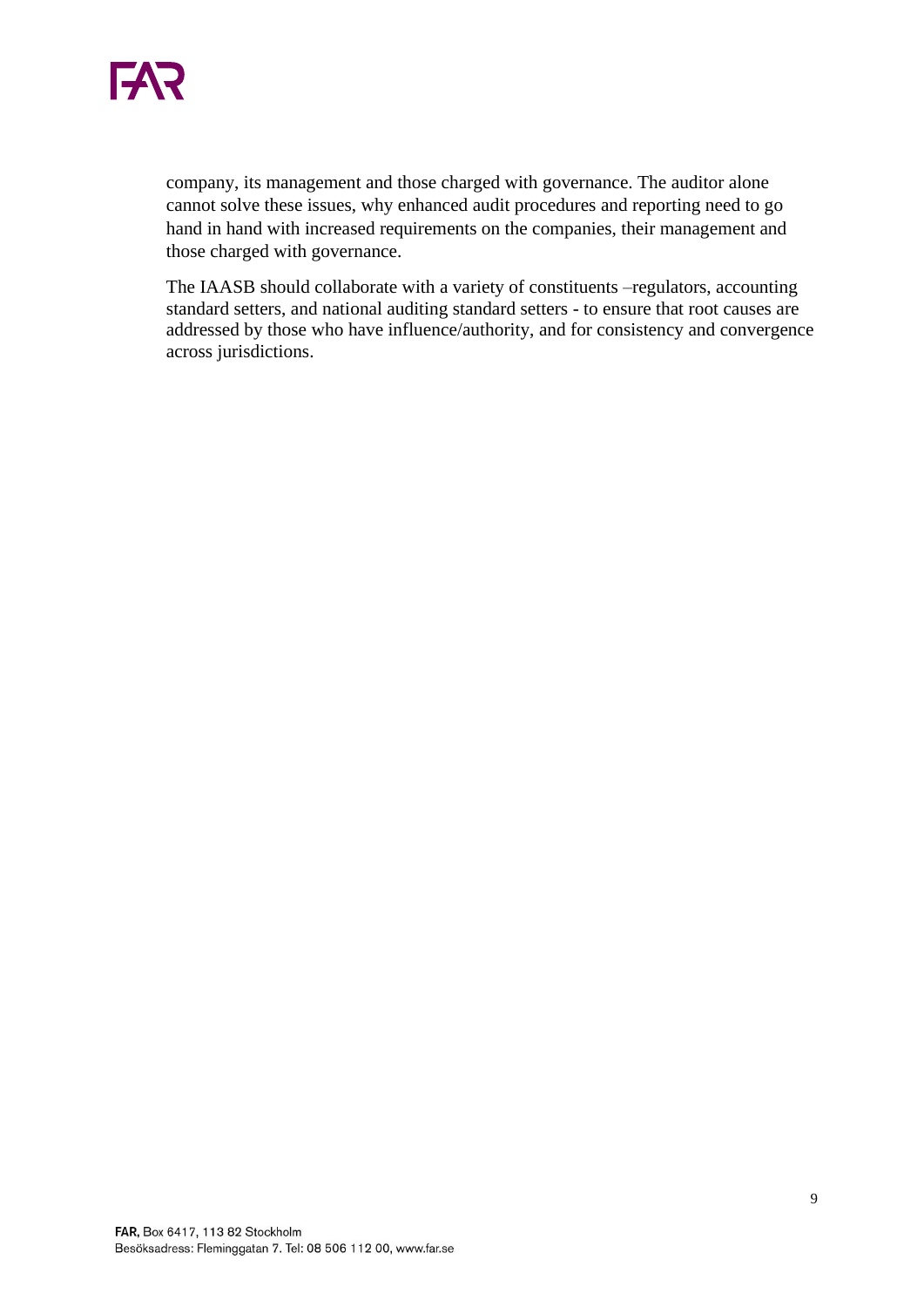company, its management and those charged with governance. The auditor alone cannot solve these issues, why enhanced audit procedures and reporting need to go hand in hand with increased requirements on the companies, their management and those charged with governance.

The IAASB should collaborate with a variety of constituents –regulators, accounting standard setters, and national auditing standard setters - to ensure that root causes are addressed by those who have influence/authority, and for consistency and convergence across jurisdictions.